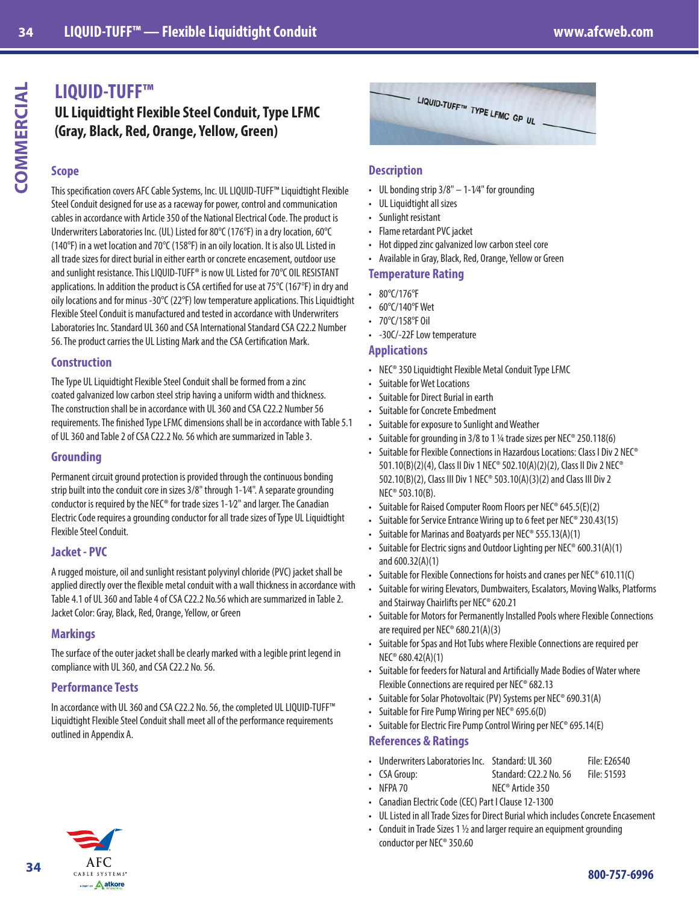# LIQUID-TUFF™

## UL Liquidtight Flexible Steel Conduit, Type LFMC (Gray, Black, Red, Orange, Yellow, Green)

### Scope

This specification covers AFC Cable Systems, Inc. UL LIQUID-TUFF™ Liquidtight Flexible Steel Conduit designed for use as a raceway for power, control and communication cables in accordance with Article 350 of the National Electrical Code. The product is Underwriters Laboratories Inc. (UL) Listed for 80°C (176°F) in a dry location, 60°C (140°F) in a wet location and 70°C (158°F) in an oily location. It is also UL Listed in all trade sizes for direct burial in either earth or concrete encasement, outdoor use and sunlight resistance. This LIQUID-TUFF® is now UL Listed for 70°C OIL RESISTANT applications. In addition the product is CSA certified for use at 75°C (167°F) in dry and oily locations and for minus -30°C (22°F) low temperature applications. This Liquidtight Flexible Steel Conduit is manufactured and tested in accordance with Underwriters Laboratories Inc. Standard UL 360 and CSA International Standard CSA C22.2 Number 56. The product carries the UL Listing Mark and the CSA Certification Mark.

### Construction

The Type UL Liquidtight Flexible Steel Conduit shall be formed from a zinc coated galvanized low carbon steel strip having a uniform width and thickness. The construction shall be in accordance with UL 360 and CSA C22.2 Number 56 requirements. The finished Type LFMC dimensions shall be in accordance with Table 5.1 of UL 360 and Table 2 of CSA C22.2 No. 56 which are summarized in Table 3.

### Grounding

Permanent circuit ground protection is provided through the continuous bonding strip built into the conduit core in sizes 3/8" through 1-1⁄4". A separate grounding conductor is required by the NEC® for trade sizes 1-1⁄2" and larger. The Canadian Electric Code requires a grounding conductor for all trade sizes of Type UL Liquidtight Flexible Steel Conduit.

### Jacket - PVC

A rugged moisture, oil and sunlight resistant polyvinyl chloride (PVC) jacket shall be applied directly over the flexible metal conduit with a wall thickness in accordance with Table 4.1 of UL 360 and Table 4 of CSA C22.2 No.56 which are summarized in Table 2. Jacket Color: Gray, Black, Red, Orange, Yellow, or Green

### Markings

The surface of the outer jacket shall be clearly marked with a legible print legend in compliance with UL 360, and CSA C22.2 No. 56.

### Performance Tests

In accordance with UL 360 and CSA C22.2 No. 56, the completed UL LIQUID-TUFF™ Liquidtight Flexible Steel Conduit shall meet all of the performance requirements outlined in Appendix A.

### Description

- UL bonding strip 3/8" – 1-1⁄4" for grounding
- UL Liquidtight all sizes
- Sunlight resistant
- Flame retardant PVC jacket
- Hot dipped zinc galvanized low carbon steel core
- Available in Gray, Black, Red, Orange, Yellow or Green

### Temperature Rating

- 80°C/176°F
- 60°C/140°F Wet
- 70°C/158°F Oil
- -30C/-22F Low temperature

### Applications

- NEC® 350 Liquidtight Flexible Metal Conduit Type LFMC
- Suitable for Wet Locations
- Suitable for Direct Burial in earth
- Suitable for Concrete Embedment
- Suitable for exposure to Sunlight and Weather
- Suitable for grounding in 3/8 to 1 ¼ trade sizes per NEC® 250.118(6)
- Suitable for Flexible Connections in Hazardous Locations: Class I Div 2 NEC® 501.10(B)(2)(4), Class II Div 1 NEC® 502.10(A)(2)(2), Class II Div 2 NEC® 502.10(B)(2), Class III Div 1 NEC® 503.10(A)(3)(2) and Class III Div 2 NEC® 503.10(B).
- Suitable for Raised Computer Room Floors per NEC® 645.5(E)(2)
- Suitable for Service Entrance Wiring up to 6 feet per NEC® 230.43(15)
- Suitable for Marinas and Boatyards per NEC® 555.13(A)(1)
- Suitable for Electric signs and Outdoor Lighting per NEC® 600.31(A)(1) and 600.32(A)(1)
- Suitable for Flexible Connections for hoists and cranes per NEC® 610.11(C)
- Suitable for wiring Elevators, Dumbwaiters, Escalators, Moving Walks, Platforms and Stairway Chairlifts per NEC® 620.21
- Suitable for Motors for Permanently Installed Pools where Flexible Connections are required per NEC® 680.21(A)(3)
- Suitable for Spas and Hot Tubs where Flexible Connections are required per NEC® 680.42(A)(1)
- Suitable for feeders for Natural and Artificially Made Bodies of Water where Flexible Connections are required per NEC® 682.13
- Suitable for Solar Photovoltaic (PV) Systems per NEC® 690.31(A)
- Suitable for Fire Pump Wiring per NEC® 695.6(D)
- Suitable for Electric Fire Pump Control Wiring per NEC® 695.14(E)

### References & Ratings

- Underwriters Laboratories Inc. Standard: UL 360 File: E26540
- CSA Group: Standard: C22.2 No. 56 File: 51593
- NFPA 70 NEC® Article 350
- Canadian Electric Code (CEC) Part I Clause 12-1300
- UL Listed in all Trade Sizes for Direct Burial which includes Concrete Encasement
- Conduit in Trade Sizes 1 ½ and larger require an equipment grounding conductor per NEC® 350.60

800-757-6996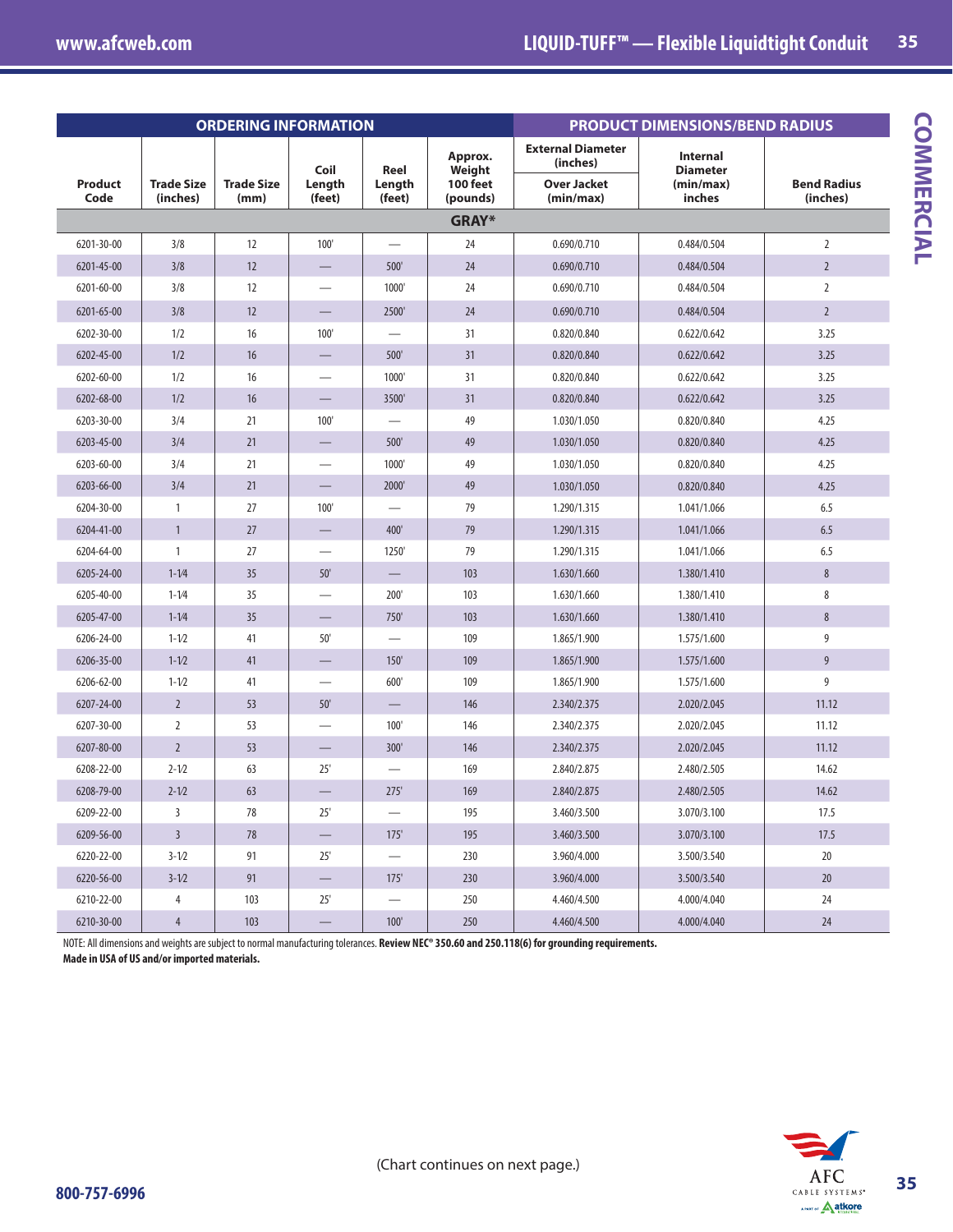| ORDERING INFORMATION | | | | | | PRODUCT DIMENSIONS/BEND RADIUS | | |
|---|---|---|---|---|---|---|---|---|
| Product Code | Trade Size (inches) | Trade Size (mm) | Coil Length (feet) | Reel Length (feet) | Approx. Weight 100 feet (pounds) | External Diameter (inches) Over Jacket (min/max) | Internal Diameter (min/max) inches | Bend Radius (inches) |
| **GRAY*** | | | | | | | | |
| 6201-30-00 | 3/8 | 12 | 100' | — | 24 | 0.690/0.710 | 0.484/0.504 | 2 |
| 6201-45-00 | 3/8 | 12 | — | 500' | 24 | 0.690/0.710 | 0.484/0.504 | 2 |
| 6201-60-00 | 3/8 | 12 | — | 1000' | 24 | 0.690/0.710 | 0.484/0.504 | 2 |
| 6201-65-00 | 3/8 | 12 | — | 2500' | 24 | 0.690/0.710 | 0.484/0.504 | 2 |
| 6202-30-00 | 1/2 | 16 | 100' | — | 31 | 0.820/0.840 | 0.622/0.642 | 3.25 |
| 6202-45-00 | 1/2 | 16 | — | 500' | 31 | 0.820/0.840 | 0.622/0.642 | 3.25 |
| 6202-60-00 | 1/2 | 16 | — | 1000' | 31 | 0.820/0.840 | 0.622/0.642 | 3.25 |
| 6202-68-00 | 1/2 | 16 | — | 3500' | 31 | 0.820/0.840 | 0.622/0.642 | 3.25 |
| 6203-30-00 | 3/4 | 21 | 100' | — | 49 | 1.030/1.050 | 0.820/0.840 | 4.25 |
| 6203-45-00 | 3/4 | 21 | — | 500' | 49 | 1.030/1.050 | 0.820/0.840 | 4.25 |
| 6203-60-00 | 3/4 | 21 | — | 1000' | 49 | 1.030/1.050 | 0.820/0.840 | 4.25 |
| 6203-66-00 | 3/4 | 21 | — | 2000' | 49 | 1.030/1.050 | 0.820/0.840 | 4.25 |
| 6204-30-00 | 1 | 27 | 100' | — | 79 | 1.290/1.315 | 1.041/1.066 | 6.5 |
| 6204-41-00 | 1 | 27 | — | 400' | 79 | 1.290/1.315 | 1.041/1.066 | 6.5 |
| 6204-64-00 | 1 | 27 | — | 1250' | 79 | 1.290/1.315 | 1.041/1.066 | 6.5 |
| 6205-24-00 | 1-1⁄4 | 35 | 50' | — | 103 | 1.630/1.660 | 1.380/1.410 | 8 |
| 6205-40-00 | 1-1⁄4 | 35 | — | 200' | 103 | 1.630/1.660 | 1.380/1.410 | 8 |
| 6205-47-00 | 1-1⁄4 | 35 | — | 750' | 103 | 1.630/1.660 | 1.380/1.410 | 8 |
| 6206-24-00 | 1-1⁄2 | 41 | 50' | — | 109 | 1.865/1.900 | 1.575/1.600 | 9 |
| 6206-35-00 | 1-1⁄2 | 41 | — | 150' | 109 | 1.865/1.900 | 1.575/1.600 | 9 |
| 6206-62-00 | 1-1⁄2 | 41 | — | 600' | 109 | 1.865/1.900 | 1.575/1.600 | 9 |
| 6207-24-00 | 2 | 53 | 50' | — | 146 | 2.340/2.375 | 2.020/2.045 | 11.12 |
| 6207-30-00 | 2 | 53 | — | 100' | 146 | 2.340/2.375 | 2.020/2.045 | 11.12 |
| 6207-80-00 | 2 | 53 | — | 300' | 146 | 2.340/2.375 | 2.020/2.045 | 11.12 |
| 6208-22-00 | 2-1⁄2 | 63 | 25' | — | 169 | 2.840/2.875 | 2.480/2.505 | 14.62 |
| 6208-79-00 | 2-1⁄2 | 63 | — | 275' | 169 | 2.840/2.875 | 2.480/2.505 | 14.62 |
| 6209-22-00 | 3 | 78 | 25' | — | 195 | 3.460/3.500 | 3.070/3.100 | 17.5 |
| 6209-56-00 | 3 | 78 | — | 175' | 195 | 3.460/3.500 | 3.070/3.100 | 17.5 |
| 6220-22-00 | 3-1⁄2 | 91 | 25' | — | 230 | 3.960/4.000 | 3.500/3.540 | 20 |
| 6220-56-00 | 3-1⁄2 | 91 | — | 175' | 230 | 3.960/4.000 | 3.500/3.540 | 20 |
| 6210-22-00 | 4 | 103 | 25' | — | 250 | 4.460/4.500 | 4.000/4.040 | 24 |
| 6210-30-00 | 4 | 103 | — | 100' | 250 | 4.460/4.500 | 4.000/4.040 | 24 |

NOTE: All dimensions and weights are subject to normal manufacturing tolerances. **Review NEC® 350.60 and 250.118(6) for grounding requirements.**
**Made in USA of US and/or imported materials.**

(Chart continues on next page.)